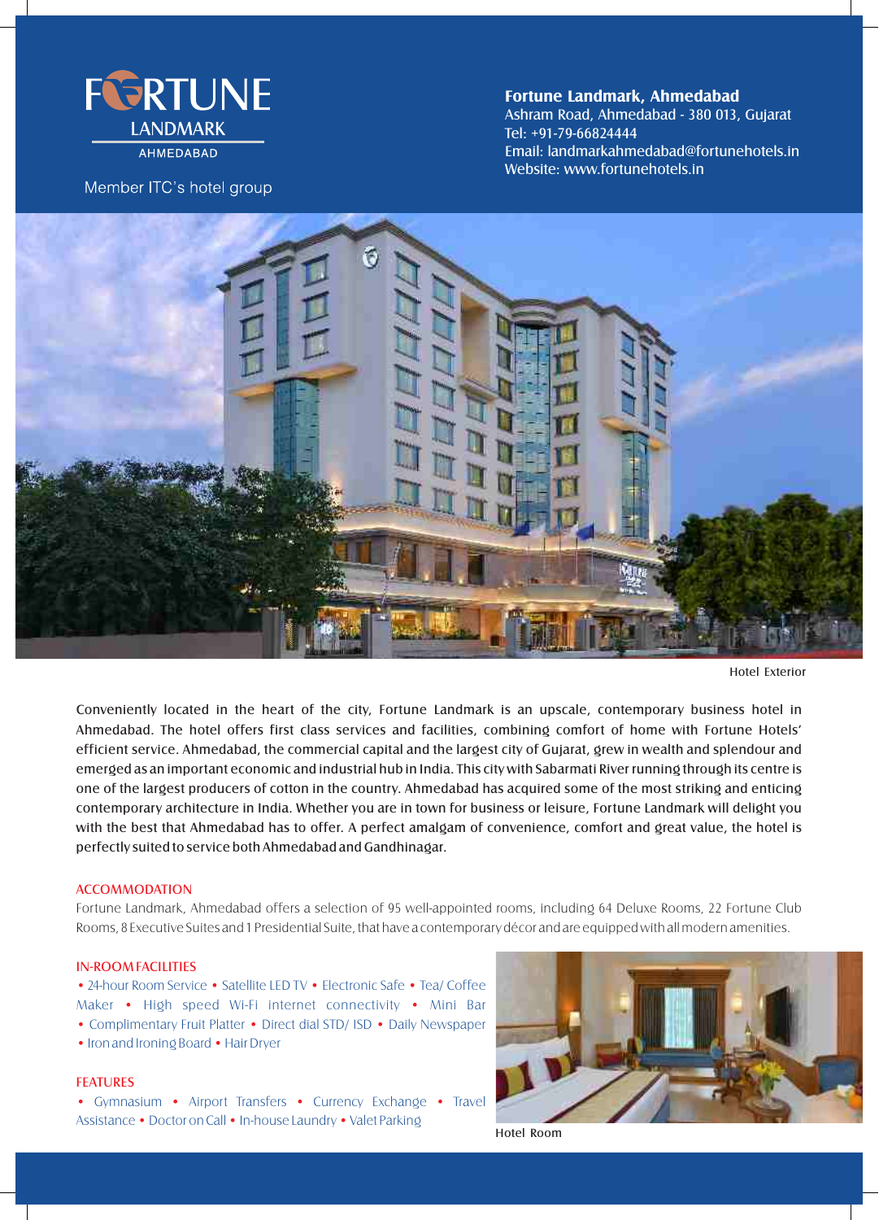FORTUNE LANDMARK AHMEDABAD

Member ITC's hotel group

**Fortune Landmark, Ahmedabad**
Ashram Road, Ahmedabad - 380 013, Gujarat
Tel: +91-79-66824444
Email: landmarkahmedabad@fortunehotels.in
Website: www.fortunehotels.in

Hotel Exterior

Conveniently located in the heart of the city, Fortune Landmark is an upscale, contemporary business hotel in Ahmedabad. The hotel offers first class services and facilities, combining comfort of home with Fortune Hotels' efficient service. Ahmedabad, the commercial capital and the largest city of Gujarat, grew in wealth and splendour and emerged as an important economic and industrial hub in India. This city with Sabarmati River running through its centre is one of the largest producers of cotton in the country. Ahmedabad has acquired some of the most striking and enticing contemporary architecture in India. Whether you are in town for business or leisure, Fortune Landmark will delight you with the best that Ahmedabad has to offer. A perfect amalgam of convenience, comfort and great value, the hotel is perfectly suited to service both Ahmedabad and Gandhinagar.

## ACCOMMODATION

Fortune Landmark, Ahmedabad offers a selection of 95 well-appointed rooms, including 64 Deluxe Rooms, 22 Fortune Club Rooms, 8 Executive Suites and 1 Presidential Suite, that have a contemporary décor and are equipped with all modern amenities.

## IN-ROOM FACILITIES

• 24-hour Room Service • Satellite LED TV • Electronic Safe • Tea/ Coffee Maker • High speed Wi-Fi internet connectivity • Mini Bar • Complimentary Fruit Platter • Direct dial STD/ ISD • Daily Newspaper • Iron and Ironing Board • Hair Dryer

## FEATURES

• Gymnasium • Airport Transfers • Currency Exchange • Travel Assistance • Doctor on Call • In-house Laundry • Valet Parking

Hotel Room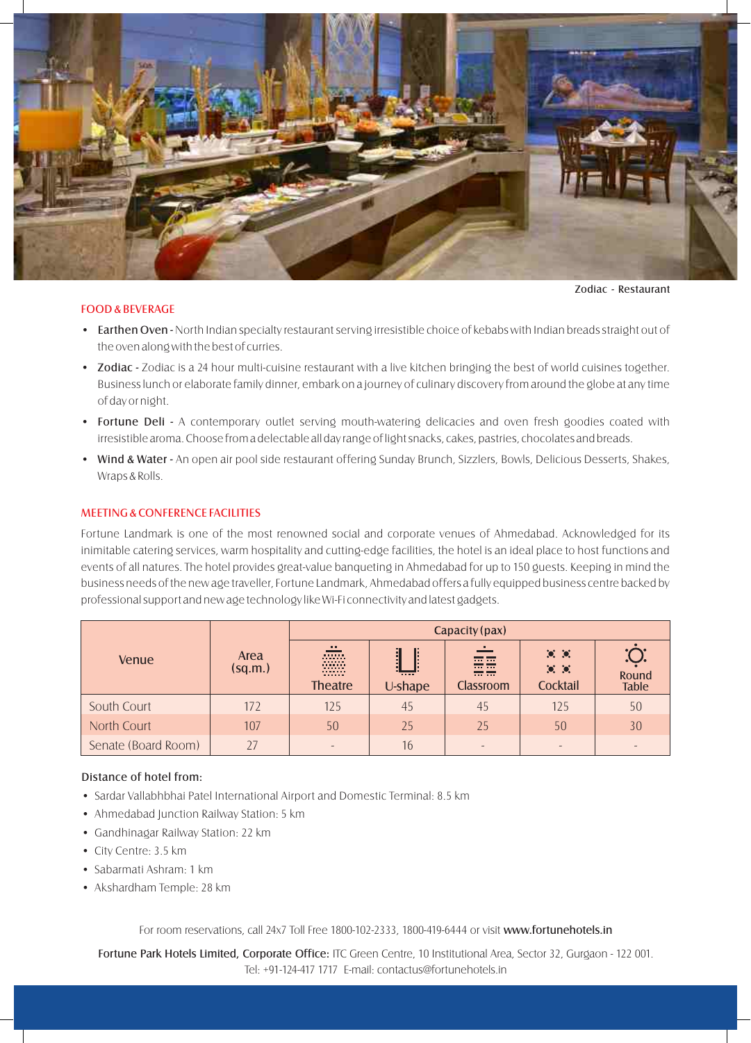Zodiac - Restaurant

## FOOD & BEVERAGE

- **Earthen Oven** - North Indian specialty restaurant serving irresistible choice of kebabs with Indian breads straight out of the oven along with the best of curries.
- **Zodiac** - Zodiac is a 24 hour multi-cuisine restaurant with a live kitchen bringing the best of world cuisines together. Business lunch or elaborate family dinner, embark on a journey of culinary discovery from around the globe at any time of day or night.
- **Fortune Deli** - A contemporary outlet serving mouth-watering delicacies and oven fresh goodies coated with irresistible aroma. Choose from a delectable all day range of light snacks, cakes, pastries, chocolates and breads.
- **Wind & Water** - An open air pool side restaurant offering Sunday Brunch, Sizzlers, Bowls, Delicious Desserts, Shakes, Wraps & Rolls.

## MEETING & CONFERENCE FACILITIES

Fortune Landmark is one of the most renowned social and corporate venues of Ahmedabad. Acknowledged for its inimitable catering services, warm hospitality and cutting-edge facilities, the hotel is an ideal place to host functions and events of all natures. The hotel provides great-value banqueting in Ahmedabad for up to 150 guests. Keeping in mind the business needs of the new age traveller, Fortune Landmark, Ahmedabad offers a fully equipped business centre backed by professional support and new age technology like Wi-Fi connectivity and latest gadgets.

| Venue | Area (sq.m.) | Capacity (pax) | | | | |
|---|---|---|---|---|---|---|
| | | Theatre | U-shape | Classroom | Cocktail | Round Table |
| South Court | 172 | 125 | 45 | 45 | 125 | 50 |
| North Court | 107 | 50 | 25 | 25 | 50 | 30 |
| Senate (Board Room) | 27 | - | 16 | - | - | - |

**Distance of hotel from:**

- Sardar Vallabhbhai Patel International Airport and Domestic Terminal: 8.5 km
- Ahmedabad Junction Railway Station: 5 km
- Gandhinagar Railway Station: 22 km
- City Centre: 3.5 km
- Sabarmati Ashram: 1 km
- Akshardham Temple: 28 km

For room reservations, call 24x7 Toll Free 1800-102-2333, 1800-419-6444 or visit **www.fortunehotels.in**

**Fortune Park Hotels Limited, Corporate Office:** ITC Green Centre, 10 Institutional Area, Sector 32, Gurgaon - 122 001.
Tel: +91-124-417 1717 E-mail: contactus@fortunehotels.in